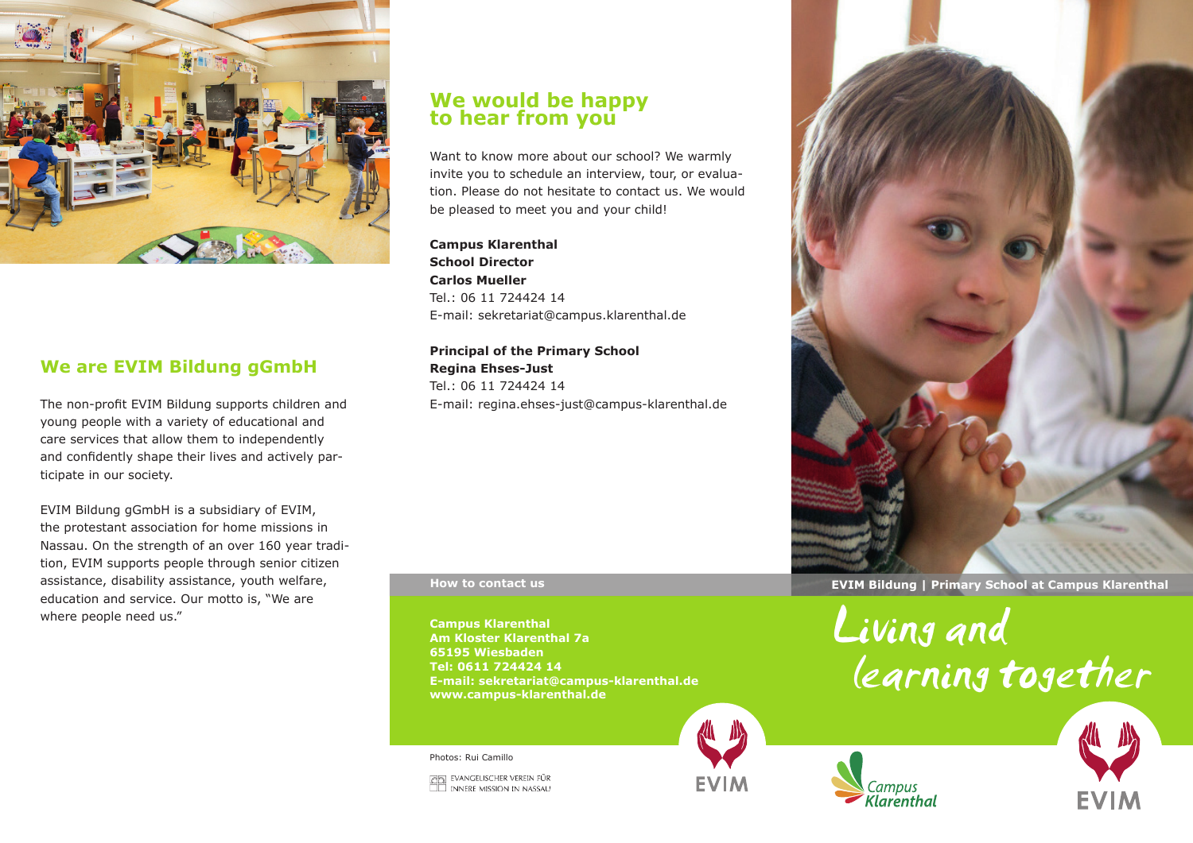## We are EVIM Bildung gGmbH

The non-profit EVIM Bildung supports children and young people with a variety of educational and care services that allow them to independently and confidently shape their lives and actively participate in our society.

EVIM Bildung gGmbH is a subsidiary of EVIM, the protestant association for home missions in Nassau. On the strength of an over 160 year tradition, EVIM supports people through senior citizen assistance, disability assistance, youth welfare, education and service. Our motto is, "We are where people need us."

## We would be happy to hear from you

Want to know more about our school? We warmly invite you to schedule an interview, tour, or evaluation. Please do not hesitate to contact us. We would be pleased to meet you and your child!

**Campus Klarenthal**
**School Director**
**Carlos Mueller**
Tel.: 06 11 724424 14
E-mail: sekretariat@campus.klarenthal.de

**Principal of the Primary School**
**Regina Ehses-Just**
Tel.: 06 11 724424 14
E-mail: regina.ehses-just@campus-klarenthal.de

**How to contact us**

**Campus Klarenthal**
**Am Kloster Klarenthal 7a**
**65195 Wiesbaden**
**Tel: 0611 724424 14**
**E-mail: sekretariat@campus-klarenthal.de**
**www.campus-klarenthal.de**

Photos: Rui Camillo

EVANGELISCHER VEREIN FÜR INNERE MISSION IN NASSAU

EVIM

**EVIM Bildung | Primary School at Campus Klarenthal**

# Living and learning together

Campus Klarenthal

EVIM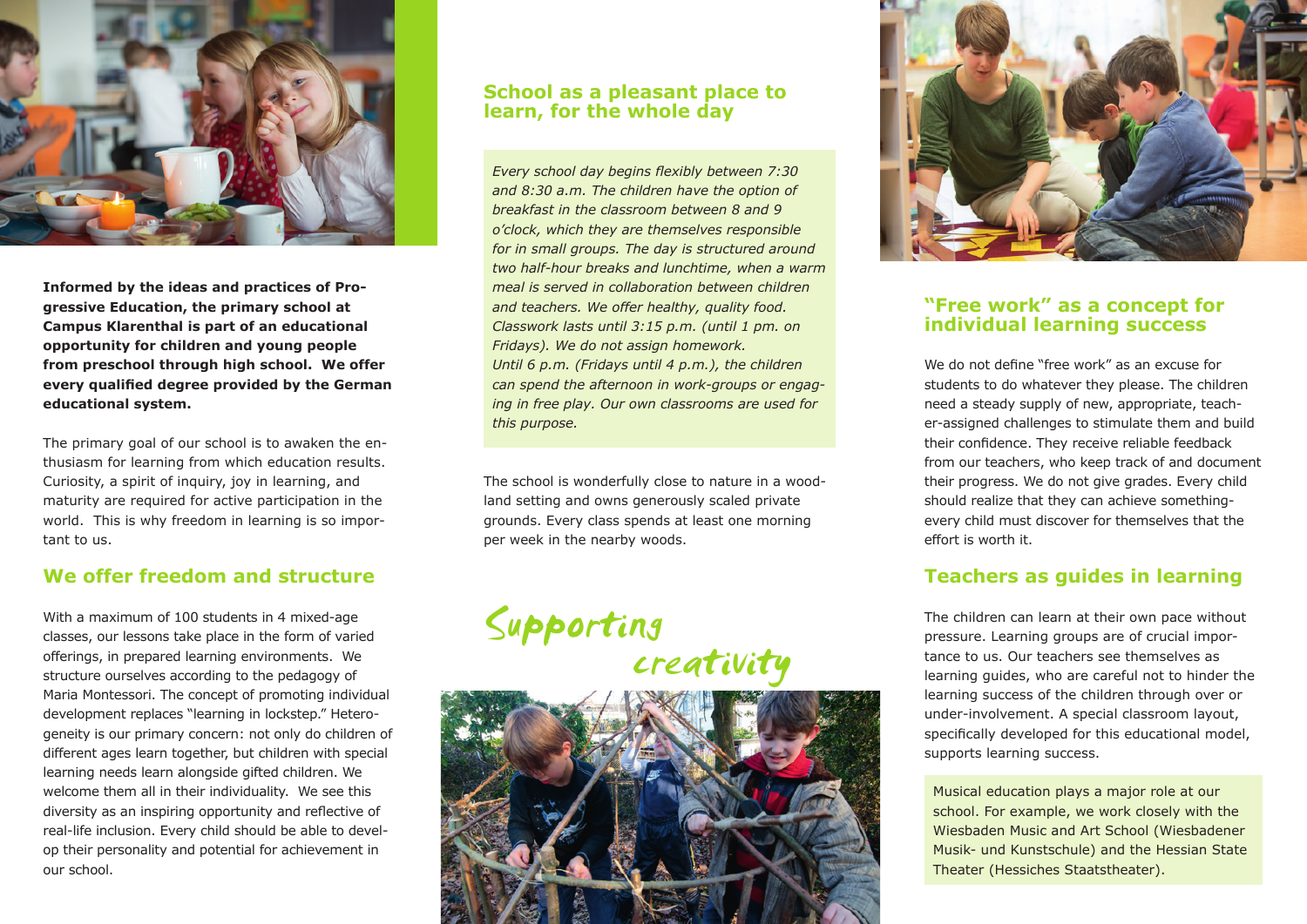**Informed by the ideas and practices of Progressive Education, the primary school at Campus Klarenthal is part of an educational opportunity for children and young people from preschool through high school. We offer every qualified degree provided by the German educational system.**

The primary goal of our school is to awaken the enthusiasm for learning from which education results. Curiosity, a spirit of inquiry, joy in learning, and maturity are required for active participation in the world. This is why freedom in learning is so important to us.

## We offer freedom and structure

With a maximum of 100 students in 4 mixed-age classes, our lessons take place in the form of varied offerings, in prepared learning environments. We structure ourselves according to the pedagogy of Maria Montessori. The concept of promoting individual development replaces "learning in lockstep." Heterogeneity is our primary concern: not only do children of different ages learn together, but children with special learning needs learn alongside gifted children. We welcome them all in their individuality. We see this diversity as an inspiring opportunity and reflective of real-life inclusion. Every child should be able to develop their personality and potential for achievement in our school.

## School as a pleasant place to learn, for the whole day

*Every school day begins flexibly between 7:30 and 8:30 a.m. The children have the option of breakfast in the classroom between 8 and 9 o'clock, which they are themselves responsible for in small groups. The day is structured around two half-hour breaks and lunchtime, when a warm meal is served in collaboration between children and teachers. We offer healthy, quality food. Classwork lasts until 3:15 p.m. (until 1 pm. on Fridays). We do not assign homework.*
*Until 6 p.m. (Fridays until 4 p.m.), the children can spend the afternoon in work-groups or engaging in free play. Our own classrooms are used for this purpose.*

The school is wonderfully close to nature in a woodland setting and owns generously scaled private grounds. Every class spends at least one morning per week in the nearby woods.

Supporting creativity

## "Free work" as a concept for individual learning success

We do not define "free work" as an excuse for students to do whatever they please. The children need a steady supply of new, appropriate, teacher-assigned challenges to stimulate them and build their confidence. They receive reliable feedback from our teachers, who keep track of and document their progress. We do not give grades. Every child should realize that they can achieve something- every child must discover for themselves that the effort is worth it.

## Teachers as guides in learning

The children can learn at their own pace without pressure. Learning groups are of crucial importance to us. Our teachers see themselves as learning guides, who are careful not to hinder the learning success of the children through over or under-involvement. A special classroom layout, specifically developed for this educational model, supports learning success.

Musical education plays a major role at our school. For example, we work closely with the Wiesbaden Music and Art School (Wiesbadener Musik- und Kunstschule) and the Hessian State Theater (Hessiches Staatstheater).